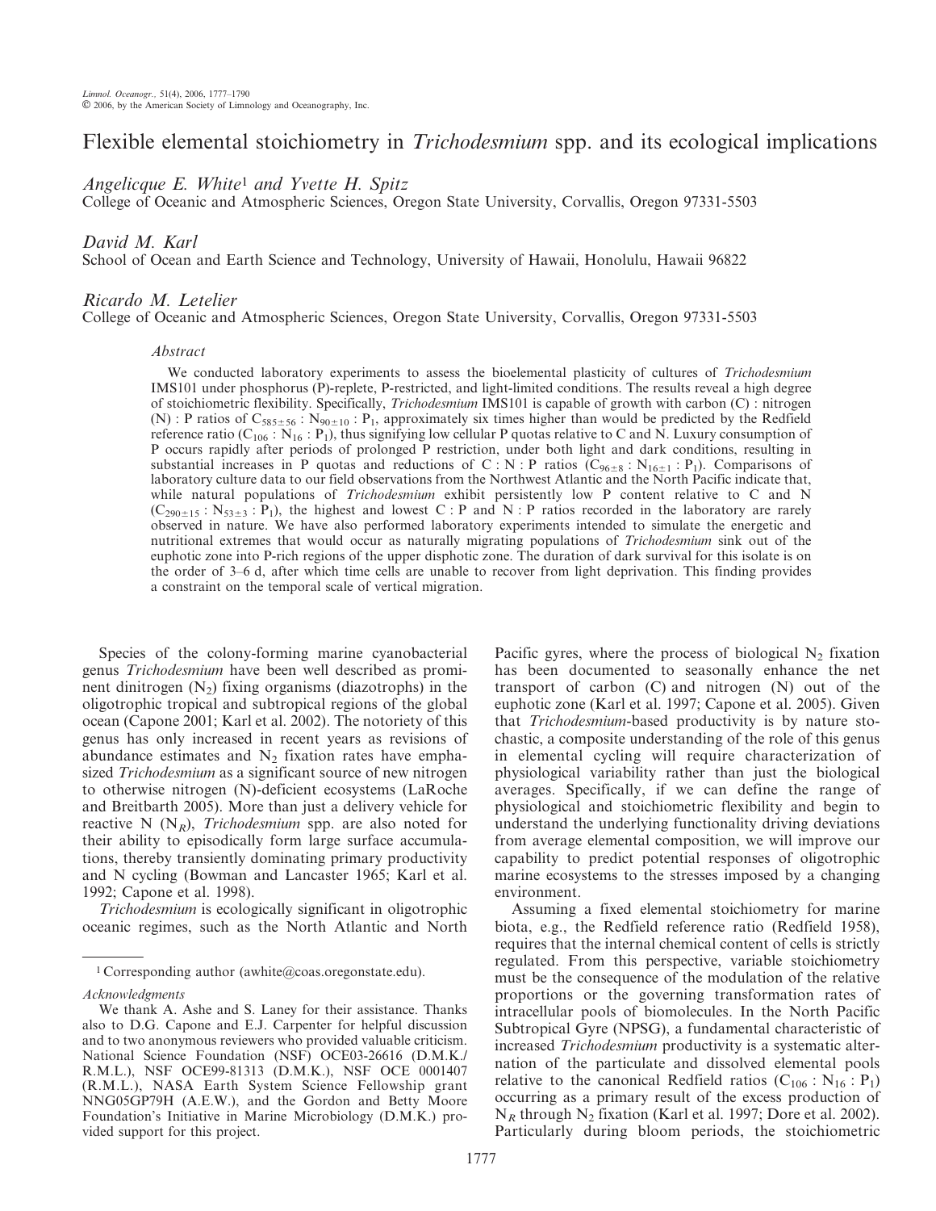# Flexible elemental stoichiometry in *Trichodesmium* spp. and its ecological implications

*Angelicque E. White*[1] *and Yvette H. Spitz*

College of Oceanic and Atmospheric Sciences, Oregon State University, Corvallis, Oregon 97331-5503

*David M. Karl*

School of Ocean and Earth Science and Technology, University of Hawaii, Honolulu, Hawaii 96822

*Ricardo M. Letelier*

College of Oceanic and Atmospheric Sciences, Oregon State University, Corvallis, Oregon 97331-5503

### *Abstract*

We conducted laboratory experiments to assess the bioelemental plasticity of cultures of *Trichodesmium* IMS101 under phosphorus (P)-replete, P-restricted, and light-limited conditions. The results reveal a high degree of stoichiometric flexibility. Specifically, *Trichodesmium* IMS101 is capable of growth with carbon (C) : nitrogen (N) : P ratios of $C_{585\pm56} : N_{90\pm10} : P_1$, approximately six times higher than would be predicted by the Redfield reference ratio ($C_{106} : N_{16} : P_1$), thus signifying low cellular P quotas relative to C and N. Luxury consumption of P occurs rapidly after periods of prolonged P restriction, under both light and dark conditions, resulting in substantial increases in P quotas and reductions of C : N : P ratios ($C_{96\pm8} : N_{16\pm1} : P_1$). Comparisons of laboratory culture data to our field observations from the Northwest Atlantic and the North Pacific indicate that, while natural populations of *Trichodesmium* exhibit persistently low P content relative to C and N ($C_{290\pm15} : N_{53\pm3} : P_1$), the highest and lowest C : P and N : P ratios recorded in the laboratory are rarely observed in nature. We have also performed laboratory experiments intended to simulate the energetic and nutritional extremes that would occur as naturally migrating populations of *Trichodesmium* sink out of the euphotic zone into P-rich regions of the upper disphotic zone. The duration of dark survival for this isolate is on the order of 3–6 d, after which time cells are unable to recover from light deprivation. This finding provides a constraint on the temporal scale of vertical migration.

Species of the colony-forming marine cyanobacterial genus *Trichodesmium* have been well described as prominent dinitrogen ($N_2$) fixing organisms (diazotrophs) in the oligotrophic tropical and subtropical regions of the global ocean (Capone 2001; Karl et al. 2002). The notoriety of this genus has only increased in recent years as revisions of abundance estimates and $N_2$ fixation rates have emphasized *Trichodesmium* as a significant source of new nitrogen to otherwise nitrogen (N)-deficient ecosystems (LaRoche and Breitbarth 2005). More than just a delivery vehicle for reactive N ($N_R$), *Trichodesmium* spp. are also noted for their ability to episodically form large surface accumulations, thereby transiently dominating primary productivity and N cycling (Bowman and Lancaster 1965; Karl et al. 1992; Capone et al. 1998).

*Trichodesmium* is ecologically significant in oligotrophic oceanic regimes, such as the North Atlantic and North Pacific gyres, where the process of biological $N_2$ fixation has been documented to seasonally enhance the net transport of carbon (C) and nitrogen (N) out of the euphotic zone (Karl et al. 1997; Capone et al. 2005). Given that *Trichodesmium*-based productivity is by nature stochastic, a composite understanding of the role of this genus in elemental cycling will require characterization of physiological variability rather than just the biological averages. Specifically, if we can define the range of physiological and stoichiometric flexibility and begin to understand the underlying functionality driving deviations from average elemental composition, we will improve our capability to predict potential responses of oligotrophic marine ecosystems to the stresses imposed by a changing environment.

Assuming a fixed elemental stoichiometry for marine biota, e.g., the Redfield reference ratio (Redfield 1958), requires that the internal chemical content of cells is strictly regulated. From this perspective, variable stoichiometry must be the consequence of the modulation of the relative proportions or the governing transformation rates of intracellular pools of biomolecules. In the North Pacific Subtropical Gyre (NPSG), a fundamental characteristic of increased *Trichodesmium* productivity is a systematic alternation of the particulate and dissolved elemental pools relative to the canonical Redfield ratios ($C_{106} : N_{16} : P_1$) occurring as a primary result of the excess production of $N_R$ through $N_2$ fixation (Karl et al. 1997; Dore et al. 2002). Particularly during bloom periods, the stoichiometric

---

[1] Corresponding author (awhite@coas.oregonstate.edu).

*Acknowledgments*

We thank A. Ashe and S. Laney for their assistance. Thanks also to D.G. Capone and E.J. Carpenter for helpful discussion and to two anonymous reviewers who provided valuable criticism. National Science Foundation (NSF) OCE03-26616 (D.M.K./R.M.L.), NSF OCE99-81313 (D.M.K.), NSF OCE 0001407 (R.M.L.), NASA Earth System Science Fellowship grant NNG05GP79H (A.E.W.), and the Gordon and Betty Moore Foundation's Initiative in Marine Microbiology (D.M.K.) provided support for this project.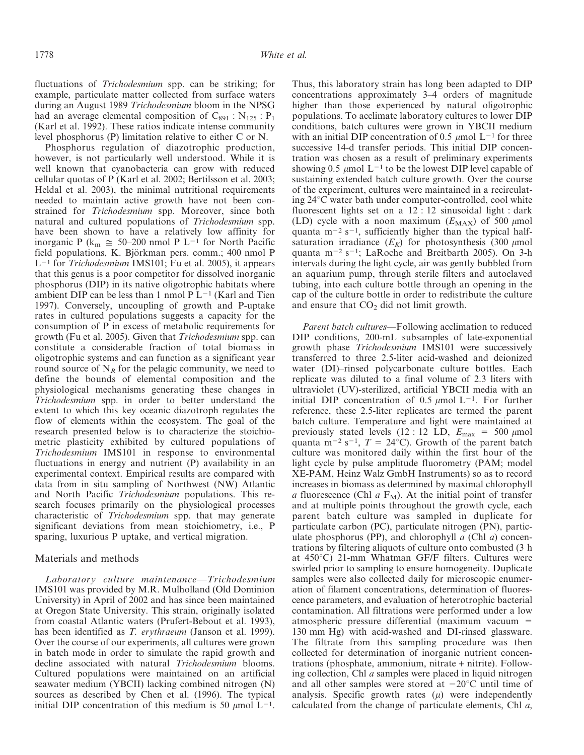fluctuations of *Trichodesmium* spp. can be striking; for example, particulate matter collected from surface waters during an August 1989 *Trichodesmium* bloom in the NPSG had an average elemental composition of $C_{891} : N_{125} : P_1$ (Karl et al. 1992). These ratios indicate intense community level phosphorus (P) limitation relative to either C or N.

Phosphorus regulation of diazotrophic production, however, is not particularly well understood. While it is well known that cyanobacteria can grow with reduced cellular quotas of P (Karl et al. 2002; Bertilsson et al. 2003; Heldal et al. 2003), the minimal nutritional requirements needed to maintain active growth have not been constrained for *Trichodesmium* spp. Moreover, since both natural and cultured populations of *Trichodesmium* spp. have been shown to have a relatively low affinity for inorganic P ($k_m \cong$ 50–200 nmol P $L^{-1}$ for North Pacific field populations, K. Björkman pers. comm.; 400 nmol P $L^{-1}$ for *Trichodesmium* IMS101; Fu et al. 2005), it appears that this genus is a poor competitor for dissolved inorganic phosphorus (DIP) in its native oligotrophic habitats where ambient DIP can be less than 1 nmol P $L^{-1}$ (Karl and Tien 1997). Conversely, uncoupling of growth and P-uptake rates in cultured populations suggests a capacity for the consumption of P in excess of metabolic requirements for growth (Fu et al. 2005). Given that *Trichodesmium* spp. can constitute a considerable fraction of total biomass in oligotrophic systems and can function as a significant year round source of $N_R$ for the pelagic community, we need to define the bounds of elemental composition and the physiological mechanisms generating these changes in *Trichodesmium* spp. in order to better understand the extent to which this key oceanic diazotroph regulates the flow of elements within the ecosystem. The goal of the research presented below is to characterize the stoichiometric plasticity exhibited by cultured populations of *Trichodesmium* IMS101 in response to environmental fluctuations in energy and nutrient (P) availability in an experimental context. Empirical results are compared with data from in situ sampling of Northwest (NW) Atlantic and North Pacific *Trichodesmium* populations. This research focuses primarily on the physiological processes characteristic of *Trichodesmium* spp. that may generate significant deviations from mean stoichiometry, i.e., P sparing, luxurious P uptake, and vertical migration.

## Materials and methods

*Laboratory culture maintenance*—*Trichodesmium* IMS101 was provided by M.R. Mulholland (Old Dominion University) in April of 2002 and has since been maintained at Oregon State University. This strain, originally isolated from coastal Atlantic waters (Prufert-Bebout et al. 1993), has been identified as *T. erythraeum* (Janson et al. 1999). Over the course of our experiments, all cultures were grown in batch mode in order to simulate the rapid growth and decline associated with natural *Trichodesmium* blooms. Cultured populations were maintained on an artificial seawater medium (YBCII) lacking combined nitrogen (N) sources as described by Chen et al. (1996). The typical initial DIP concentration of this medium is 50 $\mu$mol $L^{-1}$. Thus, this laboratory strain has long been adapted to DIP concentrations approximately 3–4 orders of magnitude higher than those experienced by natural oligotrophic populations. To acclimate laboratory cultures to lower DIP conditions, batch cultures were grown in YBCII medium with an initial DIP concentration of 0.5 $\mu$mol $L^{-1}$ for three successive 14-d transfer periods. This initial DIP concentration was chosen as a result of preliminary experiments showing 0.5 $\mu$mol $L^{-1}$ to be the lowest DIP level capable of sustaining extended batch culture growth. Over the course of the experiment, cultures were maintained in a recirculating 24°C water bath under computer-controlled, cool white fluorescent lights set on a 12 : 12 sinusoidal light : dark (LD) cycle with a noon maximum ($E_{MAX}$) of 500 $\mu$mol quanta $m^{-2}$ $s^{-1}$, sufficiently higher than the typical half-saturation irradiance ($E_K$) for photosynthesis (300 $\mu$mol quanta $m^{-2}$ $s^{-1}$; LaRoche and Breitbarth 2005). On 3-h intervals during the light cycle, air was gently bubbled from an aquarium pump, through sterile filters and autoclaved tubing, into each culture bottle through an opening in the cap of the culture bottle in order to redistribute the culture and ensure that $CO_2$ did not limit growth.

*Parent batch cultures*—Following acclimation to reduced DIP conditions, 200-mL subsamples of late-exponential growth phase *Trichodesmium* IMS101 were successively transferred to three 2.5-liter acid-washed and deionized water (DI)–rinsed polycarbonate culture bottles. Each replicate was diluted to a final volume of 2.3 liters with ultraviolet (UV)-sterilized, artificial YBCII media with an initial DIP concentration of 0.5 $\mu$mol $L^{-1}$. For further reference, these 2.5-liter replicates are termed the parent batch culture. Temperature and light were maintained at previously stated levels (12 : 12 LD, $E_{max}$ = 500 $\mu$mol quanta $m^{-2}$ $s^{-1}$, $T$ = 24°C). Growth of the parent batch culture was monitored daily within the first hour of the light cycle by pulse amplitude fluorometry (PAM; model XE-PAM, Heinz Walz GmbH Instruments) so as to record increases in biomass as determined by maximal chlorophyll *a* fluorescence (Chl *a* $F_M$). At the initial point of transfer and at multiple points throughout the growth cycle, each parent batch culture was sampled in duplicate for particulate carbon (PC), particulate nitrogen (PN), particulate phosphorus (PP), and chlorophyll *a* (Chl *a*) concentrations by filtering aliquots of culture onto combusted (3 h at 450°C) 21-mm Whatman GF/F filters. Cultures were swirled prior to sampling to ensure homogeneity. Duplicate samples were also collected daily for microscopic enumeration of filament concentrations, determination of fluorescence parameters, and evaluation of heterotrophic bacterial contamination. All filtrations were performed under a low atmospheric pressure differential (maximum vacuum = 130 mm Hg) with acid-washed and DI-rinsed glassware. The filtrate from this sampling procedure was then collected for determination of inorganic nutrient concentrations (phosphate, ammonium, nitrate + nitrite). Following collection, Chl *a* samples were placed in liquid nitrogen and all other samples were stored at −20°C until time of analysis. Specific growth rates ($\mu$) were independently calculated from the change of particulate elements, Chl *a*,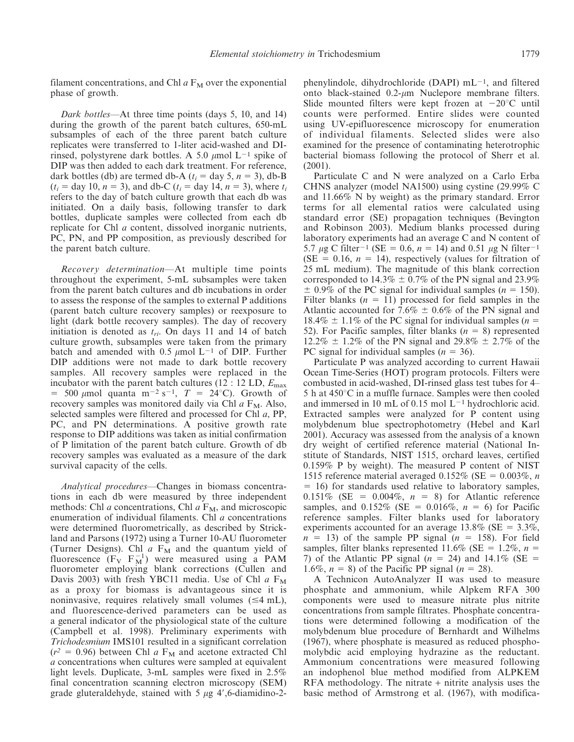filament concentrations, and Chl *a* $F_M$ over the exponential phase of growth.

*Dark bottles*—At three time points (days 5, 10, and 14) during the growth of the parent batch cultures, 650-mL subsamples of each of the three parent batch culture replicates were transferred to 1-liter acid-washed and DI-rinsed, polystyrene dark bottles. A 5.0 $\mu$mol $L^{-1}$ spike of DIP was then added to each dark treatment. For reference, dark bottles (db) are termed db-A ($t_i$ = day 5, $n = 3$), db-B ($t_i$ = day 10, $n = 3$), and db-C ($t_i$ = day 14, $n = 3$), where $t_i$ refers to the day of batch culture growth that each db was initiated. On a daily basis, following transfer to dark bottles, duplicate samples were collected from each db replicate for Chl *a* content, dissolved inorganic nutrients, PC, PN, and PP composition, as previously described for the parent batch culture.

*Recovery determination*—At multiple time points throughout the experiment, 5-mL subsamples were taken from the parent batch cultures and db incubations in order to assess the response of the samples to external P additions (parent batch culture recovery samples) or reexposure to light (dark bottle recovery samples). The day of recovery initiation is denoted as $t_{ri}$. On days 11 and 14 of batch culture growth, subsamples were taken from the primary batch and amended with 0.5 $\mu$mol $L^{-1}$ of DIP. Further DIP additions were not made to dark bottle recovery samples. All recovery samples were replaced in the incubator with the parent batch cultures (12 : 12 LD, $E_{max}$ = 500 $\mu$mol quanta $m^{-2}$ $s^{-1}$, $T$ = 24°C). Growth of recovery samples was monitored daily via Chl *a* $F_M$. Also, selected samples were filtered and processed for Chl *a*, PP, PC, and PN determinations. A positive growth rate response to DIP additions was taken as initial confirmation of P limitation of the parent batch culture. Growth of db recovery samples was evaluated as a measure of the dark survival capacity of the cells.

*Analytical procedures*—Changes in biomass concentrations in each db were measured by three independent methods: Chl *a* concentrations, Chl *a* $F_M$, and microscopic enumeration of individual filaments. Chl *a* concentrations were determined fluorometrically, as described by Strickland and Parsons (1972) using a Turner 10-AU fluorometer (Turner Designs). Chl *a* $F_M$ and the quantum yield of fluorescence ($F_V$ $F_M^{-1}$) were measured using a PAM fluorometer employing blank corrections (Cullen and Davis 2003) with fresh YBC11 media. Use of Chl *a* $F_M$ as a proxy for biomass is advantageous since it is noninvasive, requires relatively small volumes ($\leq$4 mL), and fluorescence-derived parameters can be used as a general indicator of the physiological state of the culture (Campbell et al. 1998). Preliminary experiments with *Trichodesmium* IMS101 resulted in a significant correlation ($r^2$ = 0.96) between Chl *a* $F_M$ and acetone extracted Chl *a* concentrations when cultures were sampled at equivalent light levels. Duplicate, 3-mL samples were fixed in 2.5% final concentration scanning electron microscopy (SEM) grade gluteraldehyde, stained with 5 $\mu$g 4′,6-diamidino-2-phenylindole, dihydrochloride (DAPI) $mL^{-1}$, and filtered onto black-stained 0.2-$\mu$m Nuclepore membrane filters. Slide mounted filters were kept frozen at −20°C until counts were performed. Entire slides were counted using UV-epifluorescence microscopy for enumeration of individual filaments. Selected slides were also examined for the presence of contaminating heterotrophic bacterial biomass following the protocol of Sherr et al. (2001).

Particulate C and N were analyzed on a Carlo Erba CHNS analyzer (model NA1500) using cystine (29.99% C and 11.66% N by weight) as the primary standard. Error terms for all elemental ratios were calculated using standard error (SE) propagation techniques (Bevington and Robinson 2003). Medium blanks processed during laboratory experiments had an average C and N content of 5.7 $\mu$g C $filter^{-1}$ (SE = 0.6, $n = 14$) and 0.51 $\mu$g N $filter^{-1}$ (SE = 0.16, $n = 14$), respectively (values for filtration of 25 mL medium). The magnitude of this blank correction corresponded to 14.3% ± 0.7% of the PN signal and 23.9% ± 0.9% of the PC signal for individual samples ($n = 150$). Filter blanks ($n = 11$) processed for field samples in the Atlantic accounted for 7.6% ± 0.6% of the PN signal and 18.4% ± 1.1% of the PC signal for individual samples ($n = 52$). For Pacific samples, filter blanks ($n = 8$) represented 12.2% ± 1.2% of the PN signal and 29.8% ± 2.7% of the PC signal for individual samples ($n = 36$).

Particulate P was analyzed according to current Hawaii Ocean Time-Series (HOT) program protocols. Filters were combusted in acid-washed, DI-rinsed glass test tubes for 4–5 h at 450°C in a muffle furnace. Samples were then cooled and immersed in 10 mL of 0.15 mol $L^{-1}$ hydrochloric acid. Extracted samples were analyzed for P content using molybdenum blue spectrophotometry (Hebel and Karl 2001). Accuracy was assessed from the analysis of a known dry weight of certified reference material (National Institute of Standards, NIST 1515, orchard leaves, certified 0.159% P by weight). The measured P content of NIST 1515 reference material averaged 0.152% (SE = 0.003%, $n = 16$) for standards used relative to laboratory samples, 0.151% (SE = 0.004%, $n = 8$) for Atlantic reference samples, and 0.152% (SE = 0.016%, $n = 6$) for Pacific reference samples. Filter blanks used for laboratory experiments accounted for an average 13.8% (SE = 3.3%, $n = 13$) of the sample PP signal ($n = 158$). For field samples, filter blanks represented 11.6% (SE = 1.2%, $n = 7$) of the Atlantic PP signal ($n = 24$) and 14.1% (SE = 1.6%, $n = 8$) of the Pacific PP signal ($n = 28$).

A Technicon AutoAnalyzer II was used to measure phosphate and ammonium, while Alpkem RFA 300 components were used to measure nitrate plus nitrite concentrations from sample filtrates. Phosphate concentrations were determined following a modification of the molybdenum blue procedure of Bernhardt and Wilhelms (1967), where phosphate is measured as reduced phosphomolybdic acid employing hydrazine as the reductant. Ammonium concentrations were measured following an indophenol blue method modified from ALPKEM RFA methodology. The nitrate + nitrite analysis uses the basic method of Armstrong et al. (1967), with modifica-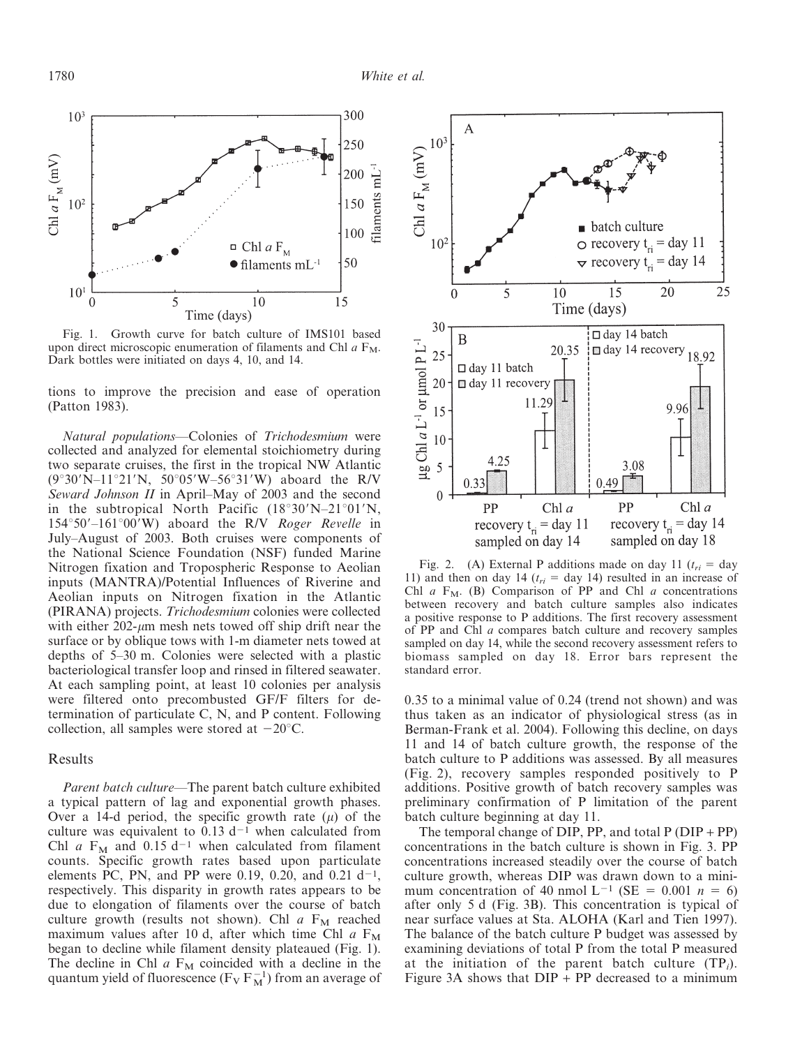Fig. 1. Growth curve for batch culture of IMS101 based upon direct microscopic enumeration of filaments and Chl *a* $F_M$. Dark bottles were initiated on days 4, 10, and 14.

tions to improve the precision and ease of operation (Patton 1983).

*Natural populations*—Colonies of *Trichodesmium* were collected and analyzed for elemental stoichiometry during two separate cruises, the first in the tropical NW Atlantic (9°30′N–11°21′N, 50°05′W–56°31′W) aboard the R/V *Seward Johnson II* in April–May of 2003 and the second in the subtropical North Pacific (18°30′N–21°01′N, 154°50′–161°00′W) aboard the R/V *Roger Revelle* in July–August of 2003. Both cruises were components of the National Science Foundation (NSF) funded Marine Nitrogen fixation and Tropospheric Response to Aeolian inputs (MANTRA)/Potential Influences of Riverine and Aeolian inputs on Nitrogen fixation in the Atlantic (PIRANA) projects. *Trichodesmium* colonies were collected with either 202-$\mu$m mesh nets towed off ship drift near the surface or by oblique tows with 1-m diameter nets towed at depths of 5–30 m. Colonies were selected with a plastic bacteriological transfer loop and rinsed in filtered seawater. At each sampling point, at least 10 colonies per analysis were filtered onto precombusted GF/F filters for determination of particulate C, N, and P content. Following collection, all samples were stored at $-20$°C.

## Results

*Parent batch culture*—The parent batch culture exhibited a typical pattern of lag and exponential growth phases. Over a 14-d period, the specific growth rate ($\mu$) of the culture was equivalent to 0.13 $d^{-1}$ when calculated from Chl *a* $F_M$ and 0.15 $d^{-1}$ when calculated from filament counts. Specific growth rates based upon particulate elements PC, PN, and PP were 0.19, 0.20, and 0.21 $d^{-1}$, respectively. This disparity in growth rates appears to be due to elongation of filaments over the course of batch culture growth (results not shown). Chl *a* $F_M$ reached maximum values after 10 d, after which time Chl *a* $F_M$ began to decline while filament density plateaued (Fig. 1). The decline in Chl *a* $F_M$ coincided with a decline in the quantum yield of fluorescence ($F_V F_M^{-1}$) from an average of 0.35 to a minimal value of 0.24 (trend not shown) and was thus taken as an indicator of physiological stress (as in Berman-Frank et al. 2004). Following this decline, on days 11 and 14 of batch culture growth, the response of the batch culture to P additions was assessed. By all measures (Fig. 2), recovery samples responded positively to P additions. Positive growth of batch recovery samples was preliminary confirmation of P limitation of the parent batch culture beginning at day 11.

Fig. 2. (A) External P additions made on day 11 ($t_{ri}$ = day 11) and then on day 14 ($t_{ri}$ = day 14) resulted in an increase of Chl *a* $F_M$. (B) Comparison of PP and Chl *a* concentrations between recovery and batch culture samples also indicates a positive response to P additions. The first recovery assessment of PP and Chl *a* compares batch culture and recovery samples sampled on day 14, while the second recovery assessment refers to biomass sampled on day 18. Error bars represent the standard error.

The temporal change of DIP, PP, and total P (DIP + PP) concentrations in the batch culture is shown in Fig. 3. PP concentrations increased steadily over the course of batch culture growth, whereas DIP was drawn down to a minimum concentration of 40 nmol $L^{-1}$ (SE = 0.001 $n$ = 6) after only 5 d (Fig. 3B). This concentration is typical of near surface values at Sta. ALOHA (Karl and Tien 1997). The balance of the batch culture P budget was assessed by examining deviations of total P from the total P measured at the initiation of the parent batch culture ($TP_i$). Figure 3A shows that DIP + PP decreased to a minimum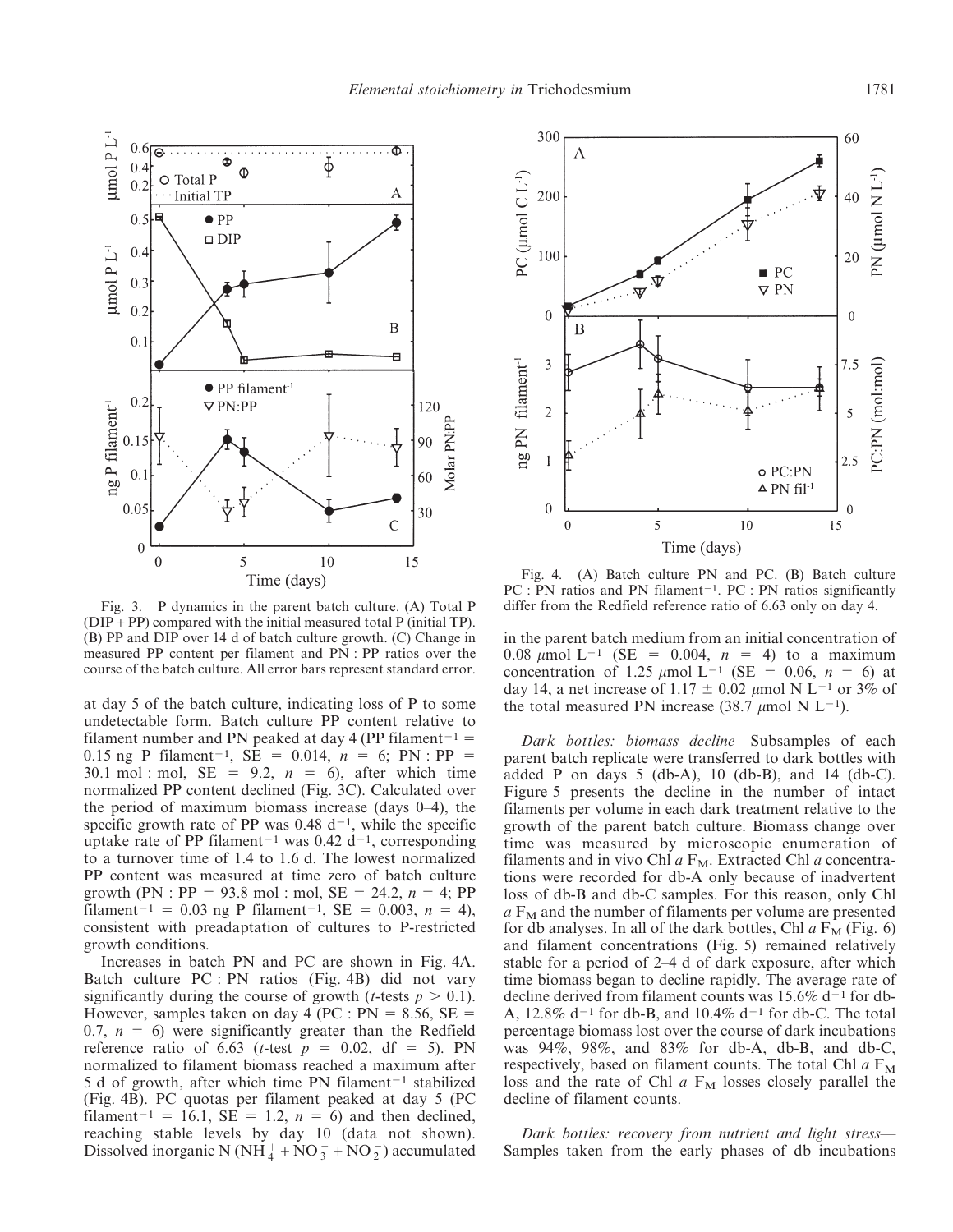Fig. 3. P dynamics in the parent batch culture. (A) Total P (DIP + PP) compared with the initial measured total P (initial TP). (B) PP and DIP over 14 d of batch culture growth. (C) Change in measured PP content per filament and PN : PP ratios over the course of the batch culture. All error bars represent standard error.

at day 5 of the batch culture, indicating loss of P to some undetectable form. Batch culture PP content relative to filament number and PN peaked at day 4 (PP filament$^{-1}$ = 0.15 ng P filament$^{-1}$, SE = 0.014, $n$ = 6; PN : PP = 30.1 mol : mol, SE = 9.2, $n$ = 6), after which time normalized PP content declined (Fig. 3C). Calculated over the period of maximum biomass increase (days 0–4), the specific growth rate of PP was 0.48 d$^{-1}$, while the specific uptake rate of PP filament$^{-1}$ was 0.42 d$^{-1}$, corresponding to a turnover time of 1.4 to 1.6 d. The lowest normalized PP content was measured at time zero of batch culture growth (PN : PP = 93.8 mol : mol, SE = 24.2, $n$ = 4; PP filament$^{-1}$ = 0.03 ng P filament$^{-1}$, SE = 0.003, $n$ = 4), consistent with preadaptation of cultures to P-restricted growth conditions.

Increases in batch PN and PC are shown in Fig. 4A. Batch culture PC : PN ratios (Fig. 4B) did not vary significantly during the course of growth ($t$-tests $p > 0.1$). However, samples taken on day 4 (PC : PN = 8.56, SE = 0.7, $n$ = 6) were significantly greater than the Redfield reference ratio of 6.63 ($t$-test $p$ = 0.02, df = 5). PN normalized to filament biomass reached a maximum after 5 d of growth, after which time PN filament$^{-1}$ stabilized (Fig. 4B). PC quotas per filament peaked at day 5 (PC filament$^{-1}$ = 16.1, SE = 1.2, $n$ = 6) and then declined, reaching stable levels by day 10 (data not shown). Dissolved inorganic N ($NH_4^+ + NO_3^- + NO_2^-$) accumulated

Fig. 4. (A) Batch culture PN and PC. (B) Batch culture PC : PN ratios and PN filament$^{-1}$. PC : PN ratios significantly differ from the Redfield reference ratio of 6.63 only on day 4.

in the parent batch medium from an initial concentration of 0.08 $\mu$mol L$^{-1}$ (SE = 0.004, $n$ = 4) to a maximum concentration of 1.25 $\mu$mol L$^{-1}$ (SE = 0.06, $n$ = 6) at day 14, a net increase of 1.17 ± 0.02 $\mu$mol N L$^{-1}$ or 3% of the total measured PN increase (38.7 $\mu$mol N L$^{-1}$).

*Dark bottles: biomass decline*—Subsamples of each parent batch replicate were transferred to dark bottles with added P on days 5 (db-A), 10 (db-B), and 14 (db-C). Figure 5 presents the decline in the number of intact filaments per volume in each dark treatment relative to the growth of the parent batch culture. Biomass change over time was measured by microscopic enumeration of filaments and in vivo Chl *a* $F_M$. Extracted Chl *a* concentrations were recorded for db-A only because of inadvertent loss of db-B and db-C samples. For this reason, only Chl *a* $F_M$ and the number of filaments per volume are presented for db analyses. In all of the dark bottles, Chl *a* $F_M$ (Fig. 6) and filament concentrations (Fig. 5) remained relatively stable for a period of 2–4 d of dark exposure, after which time biomass began to decline rapidly. The average rate of decline derived from filament counts was 15.6% d$^{-1}$ for db-A, 12.8% d$^{-1}$ for db-B, and 10.4% d$^{-1}$ for db-C. The total percentage biomass lost over the course of dark incubations was 94%, 98%, and 83% for db-A, db-B, and db-C, respectively, based on filament counts. The total Chl *a* $F_M$ loss and the rate of Chl *a* $F_M$ losses closely parallel the decline of filament counts.

*Dark bottles: recovery from nutrient and light stress*—Samples taken from the early phases of db incubations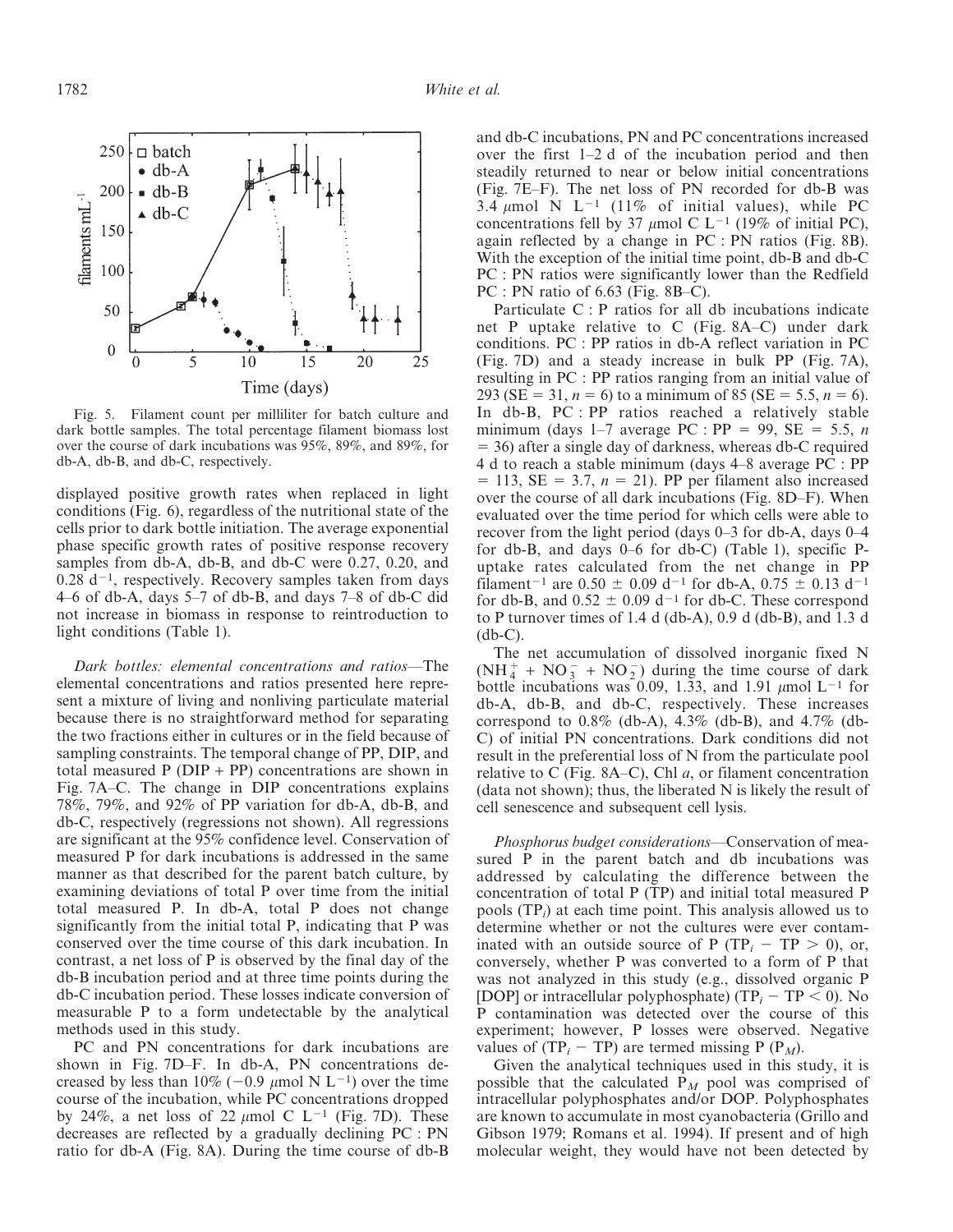Fig. 5. Filament count per milliliter for batch culture and dark bottle samples. The total percentage filament biomass lost over the course of dark incubations was 95%, 89%, and 89%, for db-A, db-B, and db-C, respectively.

displayed positive growth rates when replaced in light conditions (Fig. 6), regardless of the nutritional state of the cells prior to dark bottle initiation. The average exponential phase specific growth rates of positive response recovery samples from db-A, db-B, and db-C were 0.27, 0.20, and 0.28 $d^{-1}$, respectively. Recovery samples taken from days 4–6 of db-A, days 5–7 of db-B, and days 7–8 of db-C did not increase in biomass in response to reintroduction to light conditions (Table 1).

*Dark bottles: elemental concentrations and ratios*—The elemental concentrations and ratios presented here represent a mixture of living and nonliving particulate material because there is no straightforward method for separating the two fractions either in cultures or in the field because of sampling constraints. The temporal change of PP, DIP, and total measured P (DIP + PP) concentrations are shown in Fig. 7A–C. The change in DIP concentrations explains 78%, 79%, and 92% of PP variation for db-A, db-B, and db-C, respectively (regressions not shown). All regressions are significant at the 95% confidence level. Conservation of measured P for dark incubations is addressed in the same manner as that described for the parent batch culture, by examining deviations of total P over time from the initial total measured P. In db-A, total P does not change significantly from the initial total P, indicating that P was conserved over the time course of this dark incubation. In contrast, a net loss of P is observed by the final day of the db-B incubation period and at three time points during the db-C incubation period. These losses indicate conversion of measurable P to a form undetectable by the analytical methods used in this study.

PC and PN concentrations for dark incubations are shown in Fig. 7D–F. In db-A, PN concentrations decreased by less than 10% ($-0.9$ $\mu$mol N $L^{-1}$) over the time course of the incubation, while PC concentrations dropped by 24%, a net loss of 22 $\mu$mol C $L^{-1}$ (Fig. 7D). These decreases are reflected by a gradually declining PC : PN ratio for db-A (Fig. 8A). During the time course of db-B and db-C incubations, PN and PC concentrations increased over the first 1–2 d of the incubation period and then steadily returned to near or below initial concentrations (Fig. 7E–F). The net loss of PN recorded for db-B was 3.4 $\mu$mol N $L^{-1}$ (11% of initial values), while PC concentrations fell by 37 $\mu$mol C $L^{-1}$ (19% of initial PC), again reflected by a change in PC : PN ratios (Fig. 8B). With the exception of the initial time point, db-B and db-C PC : PN ratios were significantly lower than the Redfield PC : PN ratio of 6.63 (Fig. 8B–C).

Particulate C : P ratios for all db incubations indicate net P uptake relative to C (Fig. 8A–C) under dark conditions. PC : PP ratios in db-A reflect variation in PC (Fig. 7D) and a steady increase in bulk PP (Fig. 7A), resulting in PC : PP ratios ranging from an initial value of 293 (SE = 31, $n$ = 6) to a minimum of 85 (SE = 5.5, $n$ = 6). In db-B, PC : PP ratios reached a relatively stable minimum (days 1–7 average PC : PP = 99, SE = 5.5, $n$ = 36) after a single day of darkness, whereas db-C required 4 d to reach a stable minimum (days 4–8 average PC : PP = 113, SE = 3.7, $n$ = 21). PP per filament also increased over the course of all dark incubations (Fig. 8D–F). When evaluated over the time period for which cells were able to recover from the light period (days 0–3 for db-A, days 0–4 for db-B, and days 0–6 for db-C) (Table 1), specific P-uptake rates calculated from the net change in PP $filament^{-1}$ are 0.50 ± 0.09 $d^{-1}$ for db-A, 0.75 ± 0.13 $d^{-1}$ for db-B, and 0.52 ± 0.09 $d^{-1}$ for db-C. These correspond to P turnover times of 1.4 d (db-A), 0.9 d (db-B), and 1.3 d (db-C).

The net accumulation of dissolved inorganic fixed N ($NH_4^+$ + $NO_3^-$ + $NO_2^-$) during the time course of dark bottle incubations was 0.09, 1.33, and 1.91 $\mu$mol $L^{-1}$ for db-A, db-B, and db-C, respectively. These increases correspond to 0.8% (db-A), 4.3% (db-B), and 4.7% (db-C) of initial PN concentrations. Dark conditions did not result in the preferential loss of N from the particulate pool relative to C (Fig. 8A–C), Chl *a*, or filament concentration (data not shown); thus, the liberated N is likely the result of cell senescence and subsequent cell lysis.

*Phosphorus budget considerations*—Conservation of measured P in the parent batch and db incubations was addressed by calculating the difference between the concentration of total P (TP) and initial total measured P pools ($TP_i$) at each time point. This analysis allowed us to determine whether or not the cultures were ever contaminated with an outside source of P ($TP_i - TP > 0$), or, conversely, whether P was converted to a form of P that was not analyzed in this study (e.g., dissolved organic P [DOP] or intracellular polyphosphate) ($TP_i - TP < 0$). No P contamination was detected over the course of this experiment; however, P losses were observed. Negative values of ($TP_i - TP$) are termed missing P ($P_M$).

Given the analytical techniques used in this study, it is possible that the calculated $P_M$ pool was comprised of intracellular polyphosphates and/or DOP. Polyphosphates are known to accumulate in most cyanobacteria (Grillo and Gibson 1979; Romans et al. 1994). If present and of high molecular weight, they would have not been detected by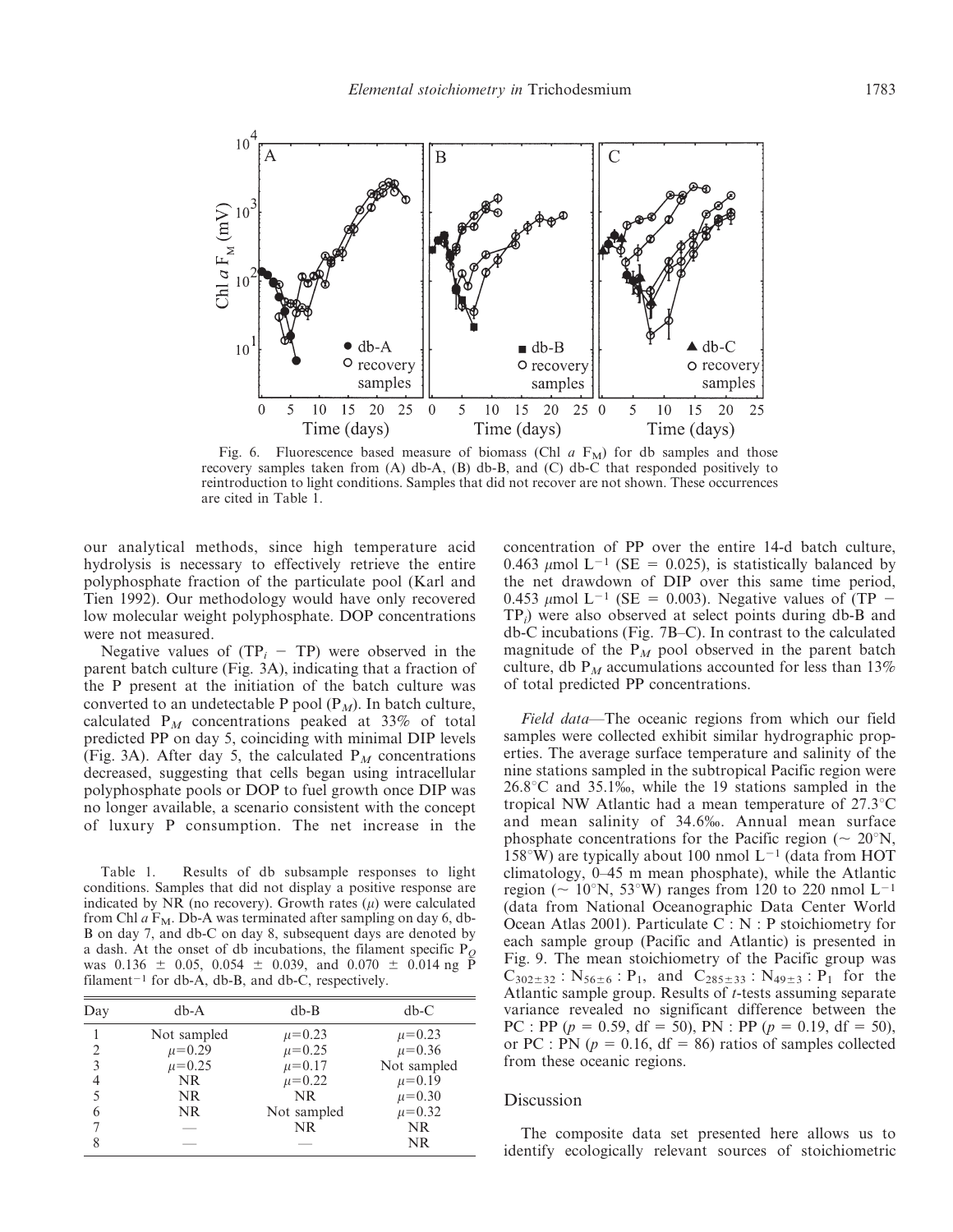Fig. 6. Fluorescence based measure of biomass (Chl *a* $F_M$) for db samples and those recovery samples taken from (A) db-A, (B) db-B, and (C) db-C that responded positively to reintroduction to light conditions. Samples that did not recover are not shown. These occurrences are cited in Table 1.

our analytical methods, since high temperature acid hydrolysis is necessary to effectively retrieve the entire polyphosphate fraction of the particulate pool (Karl and Tien 1992). Our methodology would have only recovered low molecular weight polyphosphate. DOP concentrations were not measured.

Negative values of ($TP_i$ − TP) were observed in the parent batch culture (Fig. 3A), indicating that a fraction of the P present at the initiation of the batch culture was converted to an undetectable P pool ($P_M$). In batch culture, calculated $P_M$ concentrations peaked at 33% of total predicted PP on day 5, coinciding with minimal DIP levels (Fig. 3A). After day 5, the calculated $P_M$ concentrations decreased, suggesting that cells began using intracellular polyphosphate pools or DOP to fuel growth once DIP was no longer available, a scenario consistent with the concept of luxury P consumption. The net increase in the concentration of PP over the entire 14-d batch culture, 0.463 $\mu$mol $L^{-1}$ (SE = 0.025), is statistically balanced by the net drawdown of DIP over this same time period, 0.453 $\mu$mol $L^{-1}$ (SE = 0.003). Negative values of (TP − $TP_i$) were also observed at select points during db-B and db-C incubations (Fig. 7B–C). In contrast to the calculated magnitude of the $P_M$ pool observed in the parent batch culture, db $P_M$ accumulations accounted for less than 13% of total predicted PP concentrations.

Table 1. Results of db subsample responses to light conditions. Samples that did not display a positive response are indicated by NR (no recovery). Growth rates ($\mu$) were calculated from Chl *a* $F_M$. Db-A was terminated after sampling on day 6, db-B on day 7, and db-C on day 8, subsequent days are denoted by a dash. At the onset of db incubations, the filament specific $P_Q$ was 0.136 ± 0.05, 0.054 ± 0.039, and 0.070 ± 0.014 ng P filament$^{-1}$ for db-A, db-B, and db-C, respectively.

| Day | db-A | db-B | db-C |
|---|---|---|---|
| 1 | Not sampled | $\mu$=0.23 | $\mu$=0.23 |
| 2 | $\mu$=0.29 | $\mu$=0.25 | $\mu$=0.36 |
| 3 | $\mu$=0.25 | $\mu$=0.17 | Not sampled |
| 4 | NR | $\mu$=0.22 | $\mu$=0.19 |
| 5 | NR | NR | $\mu$=0.30 |
| 6 | NR | Not sampled | $\mu$=0.32 |
| 7 | — | NR | NR |
| 8 | — | — | NR |

*Field data*—The oceanic regions from which our field samples were collected exhibit similar hydrographic properties. The average surface temperature and salinity of the nine stations sampled in the subtropical Pacific region were 26.8°C and 35.1‰, while the 19 stations sampled in the tropical NW Atlantic had a mean temperature of 27.3°C and mean salinity of 34.6‰. Annual mean surface phosphate concentrations for the Pacific region (~ 20°N, 158°W) are typically about 100 nmol $L^{-1}$ (data from HOT climatology, 0–45 m mean phosphate), while the Atlantic region (~ 10°N, 53°W) ranges from 120 to 220 nmol $L^{-1}$ (data from National Oceanographic Data Center World Ocean Atlas 2001). Particulate C : N : P stoichiometry for each sample group (Pacific and Atlantic) is presented in Fig. 9. The mean stoichiometry of the Pacific group was $C_{302\pm32} : N_{56\pm6} : P_1$, and $C_{285\pm33} : N_{49\pm3} : P_1$ for the Atlantic sample group. Results of *t*-tests assuming separate variance revealed no significant difference between the PC : PP ($p$ = 0.59, df = 50), PN : PP ($p$ = 0.19, df = 50), or PC : PN ($p$ = 0.16, df = 86) ratios of samples collected from these oceanic regions.

## Discussion

The composite data set presented here allows us to identify ecologically relevant sources of stoichiometric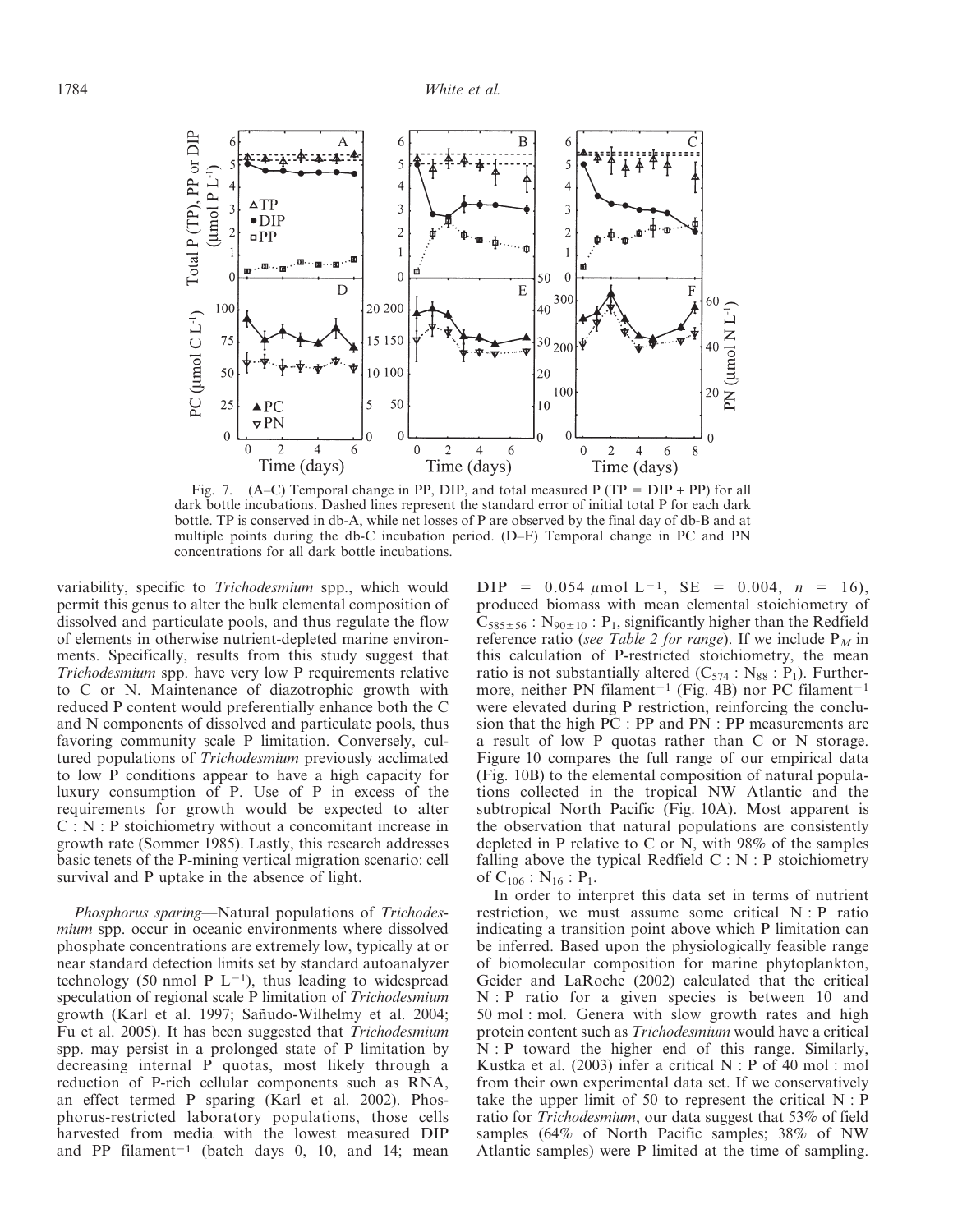Fig. 7. (A–C) Temporal change in PP, DIP, and total measured P (TP = DIP + PP) for all dark bottle incubations. Dashed lines represent the standard error of initial total P for each dark bottle. TP is conserved in db-A, while net losses of P are observed by the final day of db-B and at multiple points during the db-C incubation period. (D–F) Temporal change in PC and PN concentrations for all dark bottle incubations.

variability, specific to *Trichodesmium* spp., which would permit this genus to alter the bulk elemental composition of dissolved and particulate pools, and thus regulate the flow of elements in otherwise nutrient-depleted marine environments. Specifically, results from this study suggest that *Trichodesmium* spp. have very low P requirements relative to C or N. Maintenance of diazotrophic growth with reduced P content would preferentially enhance both the C and N components of dissolved and particulate pools, thus favoring community scale P limitation. Conversely, cultured populations of *Trichodesmium* previously acclimated to low P conditions appear to have a high capacity for luxury consumption of P. Use of P in excess of the requirements for growth would be expected to alter C : N : P stoichiometry without a concomitant increase in growth rate (Sommer 1985). Lastly, this research addresses basic tenets of the P-mining vertical migration scenario: cell survival and P uptake in the absence of light.

*Phosphorus sparing*—Natural populations of *Trichodesmium* spp. occur in oceanic environments where dissolved phosphate concentrations are extremely low, typically at or near standard detection limits set by standard autoanalyzer technology (50 nmol P $L^{-1}$), thus leading to widespread speculation of regional scale P limitation of *Trichodesmium* growth (Karl et al. 1997; Sañudo-Wilhelmy et al. 2004; Fu et al. 2005). It has been suggested that *Trichodesmium* spp. may persist in a prolonged state of P limitation by decreasing internal P quotas, most likely through a reduction of P-rich cellular components such as RNA, an effect termed P sparing (Karl et al. 2002). Phosphorus-restricted laboratory populations, those cells harvested from media with the lowest measured DIP and PP filament$^{-1}$ (batch days 0, 10, and 14; mean DIP = 0.054 $\mu$mol $L^{-1}$, SE = 0.004, $n$ = 16), produced biomass with mean elemental stoichiometry of $C_{585\pm56}$ : $N_{90\pm10}$ : $P_1$, significantly higher than the Redfield reference ratio (*see Table 2 for range*). If we include $P_M$ in this calculation of P-restricted stoichiometry, the mean ratio is not substantially altered ($C_{574}$ : $N_{88}$ : $P_1$). Furthermore, neither PN filament$^{-1}$ (Fig. 4B) nor PC filament$^{-1}$ were elevated during P restriction, reinforcing the conclusion that the high PC : PP and PN : PP measurements are a result of low P quotas rather than C or N storage. Figure 10 compares the full range of our empirical data (Fig. 10B) to the elemental composition of natural populations collected in the tropical NW Atlantic and the subtropical North Pacific (Fig. 10A). Most apparent is the observation that natural populations are consistently depleted in P relative to C or N, with 98% of the samples falling above the typical Redfield C : N : P stoichiometry of $C_{106}$ : $N_{16}$ : $P_1$.

In order to interpret this data set in terms of nutrient restriction, we must assume some critical N : P ratio indicating a transition point above which P limitation can be inferred. Based upon the physiologically feasible range of biomolecular composition for marine phytoplankton, Geider and LaRoche (2002) calculated that the critical N : P ratio for a given species is between 10 and 50 mol : mol. Genera with slow growth rates and high protein content such as *Trichodesmium* would have a critical N : P toward the higher end of this range. Similarly, Kustka et al. (2003) infer a critical N : P of 40 mol : mol from their own experimental data set. If we conservatively take the upper limit of 50 to represent the critical N : P ratio for *Trichodesmium*, our data suggest that 53% of field samples (64% of North Pacific samples; 38% of NW Atlantic samples) were P limited at the time of sampling.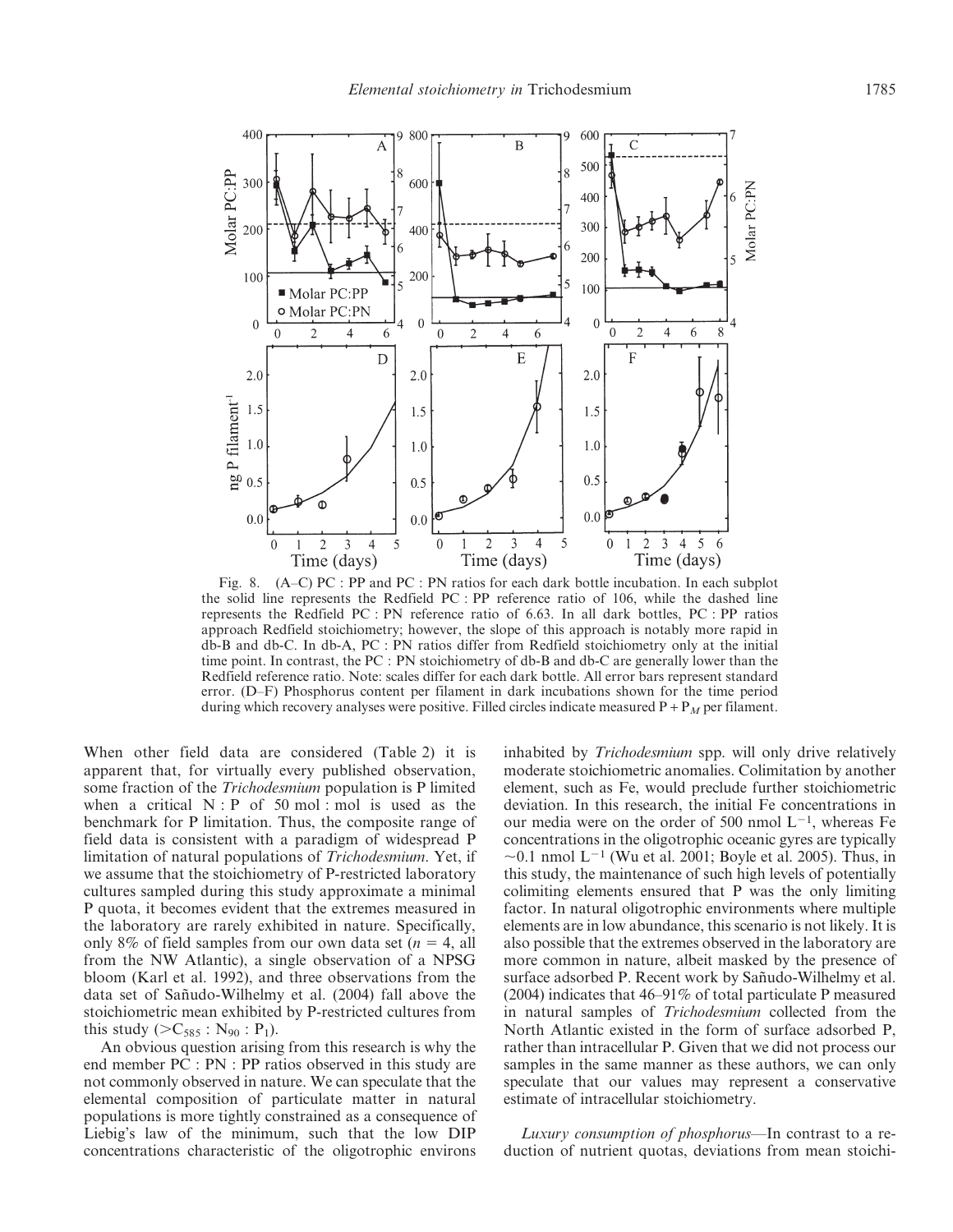Fig. 8. (A–C) PC : PP and PC : PN ratios for each dark bottle incubation. In each subplot the solid line represents the Redfield PC : PP reference ratio of 106, while the dashed line represents the Redfield PC : PN reference ratio of 6.63. In all dark bottles, PC : PP ratios approach Redfield stoichiometry; however, the slope of this approach is notably more rapid in db-B and db-C. In db-A, PC : PN ratios differ from Redfield stoichiometry only at the initial time point. In contrast, the PC : PN stoichiometry of db-B and db-C are generally lower than the Redfield reference ratio. Note: scales differ for each dark bottle. All error bars represent standard error. (D–F) Phosphorus content per filament in dark incubations shown for the time period during which recovery analyses were positive. Filled circles indicate measured $P + P_M$ per filament.

When other field data are considered (Table 2) it is apparent that, for virtually every published observation, some fraction of the *Trichodesmium* population is P limited when a critical N : P of 50 mol : mol is used as the benchmark for P limitation. Thus, the composite range of field data is consistent with a paradigm of widespread P limitation of natural populations of *Trichodesmium*. Yet, if we assume that the stoichiometry of P-restricted laboratory cultures sampled during this study approximate a minimal P quota, it becomes evident that the extremes measured in the laboratory are rarely exhibited in nature. Specifically, only 8% of field samples from our own data set ($n = 4$, all from the NW Atlantic), a single observation of a NPSG bloom (Karl et al. 1992), and three observations from the data set of Sañudo-Wilhelmy et al. (2004) fall above the stoichiometric mean exhibited by P-restricted cultures from this study ($>C_{585} : N_{90} : P_1$).

An obvious question arising from this research is why the end member PC : PN : PP ratios observed in this study are not commonly observed in nature. We can speculate that the elemental composition of particulate matter in natural populations is more tightly constrained as a consequence of Liebig's law of the minimum, such that the low DIP concentrations characteristic of the oligotrophic environs inhabited by *Trichodesmium* spp. will only drive relatively moderate stoichiometric anomalies. Colimitation by another element, such as Fe, would preclude further stoichiometric deviation. In this research, the initial Fe concentrations in our media were on the order of 500 nmol $L^{-1}$, whereas Fe concentrations in the oligotrophic oceanic gyres are typically $\sim$0.1 nmol $L^{-1}$ (Wu et al. 2001; Boyle et al. 2005). Thus, in this study, the maintenance of such high levels of potentially colimiting elements ensured that P was the only limiting factor. In natural oligotrophic environments where multiple elements are in low abundance, this scenario is not likely. It is also possible that the extremes observed in the laboratory are more common in nature, albeit masked by the presence of surface adsorbed P. Recent work by Sañudo-Wilhelmy et al. (2004) indicates that 46–91% of total particulate P measured in natural samples of *Trichodesmium* collected from the North Atlantic existed in the form of surface adsorbed P, rather than intracellular P. Given that we did not process our samples in the same manner as these authors, we can only speculate that our values may represent a conservative estimate of intracellular stoichiometry.

*Luxury consumption of phosphorus*—In contrast to a reduction of nutrient quotas, deviations from mean stoichi-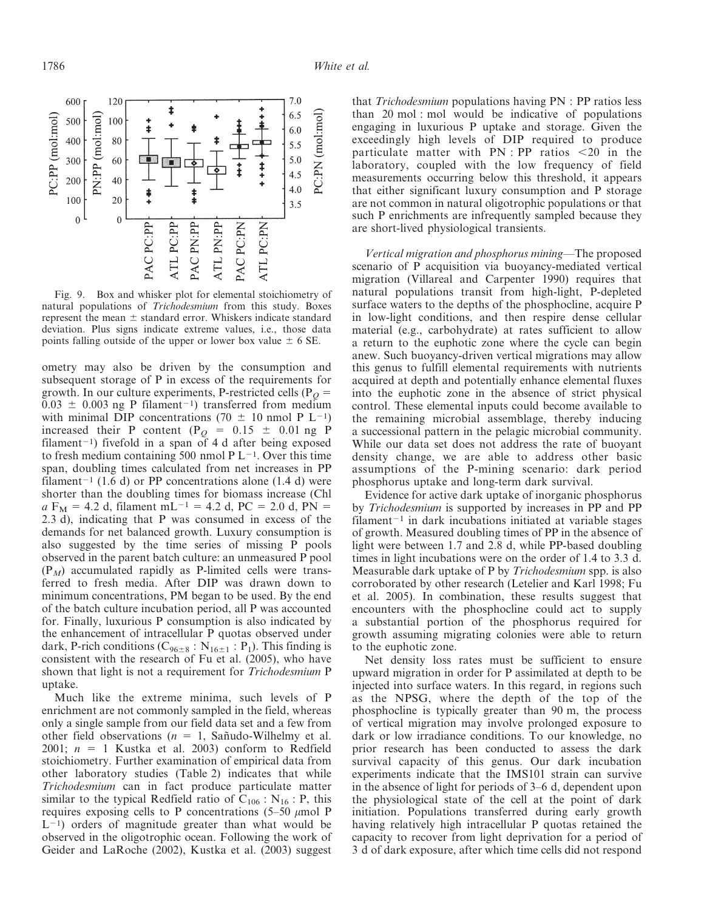Fig. 9. Box and whisker plot for elemental stoichiometry of natural populations of *Trichodesmium* from this study. Boxes represent the mean ± standard error. Whiskers indicate standard deviation. Plus signs indicate extreme values, i.e., those data points falling outside of the upper or lower box value ± 6 SE.

ometry may also be driven by the consumption and subsequent storage of P in excess of the requirements for growth. In our culture experiments, P-restricted cells ($P_Q$ = 0.03 ± 0.003 ng P filament$^{-1}$) transferred from medium with minimal DIP concentrations (70 ± 10 nmol P L$^{-1}$) increased their P content ($P_Q$ = 0.15 ± 0.01 ng P filament$^{-1}$) fivefold in a span of 4 d after being exposed to fresh medium containing 500 nmol P L$^{-1}$. Over this time span, doubling times calculated from net increases in PP filament$^{-1}$ (1.6 d) or PP concentrations alone (1.4 d) were shorter than the doubling times for biomass increase (Chl *a* $F_M$ = 4.2 d, filament mL$^{-1}$ = 4.2 d, PC = 2.0 d, PN = 2.3 d), indicating that P was consumed in excess of the demands for net balanced growth. Luxury consumption is also suggested by the time series of missing P pools observed in the parent batch culture: an unmeasured P pool ($P_M$) accumulated rapidly as P-limited cells were transferred to fresh media. After DIP was drawn down to minimum concentrations, PM began to be used. By the end of the batch culture incubation period, all P was accounted for. Finally, luxurious P consumption is also indicated by the enhancement of intracellular P quotas observed under dark, P-rich conditions ($C_{96\pm8}$ : $N_{16\pm1}$ : $P_1$). This finding is consistent with the research of Fu et al. (2005), who have shown that light is not a requirement for *Trichodesmium* P uptake.

Much like the extreme minima, such levels of P enrichment are not commonly sampled in the field, whereas only a single sample from our field data set and a few from other field observations ($n$ = 1, Sañudo-Wilhelmy et al. 2001; $n$ = 1 Kustka et al. 2003) conform to Redfield stoichiometry. Further examination of empirical data from other laboratory studies (Table 2) indicates that while *Trichodesmium* can in fact produce particulate matter similar to the typical Redfield ratio of $C_{106}$ : $N_{16}$ : P, this requires exposing cells to P concentrations (5–50 $\mu$mol P L$^{-1}$) orders of magnitude greater than what would be observed in the oligotrophic ocean. Following the work of Geider and LaRoche (2002), Kustka et al. (2003) suggest that *Trichodesmium* populations having PN : PP ratios less than 20 mol : mol would be indicative of populations engaging in luxurious P uptake and storage. Given the exceedingly high levels of DIP required to produce particulate matter with PN : PP ratios <20 in the laboratory, coupled with the low frequency of field measurements occurring below this threshold, it appears that either significant luxury consumption and P storage are not common in natural oligotrophic populations or that such P enrichments are infrequently sampled because they are short-lived physiological transients.

*Vertical migration and phosphorus mining*—The proposed scenario of P acquisition via buoyancy-mediated vertical migration (Villareal and Carpenter 1990) requires that natural populations transit from high-light, P-depleted surface waters to the depths of the phosphocline, acquire P in low-light conditions, and then respire dense cellular material (e.g., carbohydrate) at rates sufficient to allow a return to the euphotic zone where the cycle can begin anew. Such buoyancy-driven vertical migrations may allow this genus to fulfill elemental requirements with nutrients acquired at depth and potentially enhance elemental fluxes into the euphotic zone in the absence of strict physical control. These elemental inputs could become available to the remaining microbial assemblage, thereby inducing a successional pattern in the pelagic microbial community. While our data set does not address the rate of buoyant density change, we are able to address other basic assumptions of the P-mining scenario: dark period phosphorus uptake and long-term dark survival.

Evidence for active dark uptake of inorganic phosphorus by *Trichodesmium* is supported by increases in PP and PP filament$^{-1}$ in dark incubations initiated at variable stages of growth. Measured doubling times of PP in the absence of light were between 1.7 and 2.8 d, while PP-based doubling times in light incubations were on the order of 1.4 to 3.3 d. Measurable dark uptake of P by *Trichodesmium* spp. is also corroborated by other research (Letelier and Karl 1998; Fu et al. 2005). In combination, these results suggest that encounters with the phosphocline could act to supply a substantial portion of the phosphorus required for growth assuming migrating colonies were able to return to the euphotic zone.

Net density loss rates must be sufficient to ensure upward migration in order for P assimilated at depth to be injected into surface waters. In this regard, in regions such as the NPSG, where the depth of the top of the phosphocline is typically greater than 90 m, the process of vertical migration may involve prolonged exposure to dark or low irradiance conditions. To our knowledge, no prior research has been conducted to assess the dark survival capacity of this genus. Our dark incubation experiments indicate that the IMS101 strain can survive in the absence of light for periods of 3–6 d, dependent upon the physiological state of the cell at the point of dark initiation. Populations transferred during early growth having relatively high intracellular P quotas retained the capacity to recover from light deprivation for a period of 3 d of dark exposure, after which time cells did not respond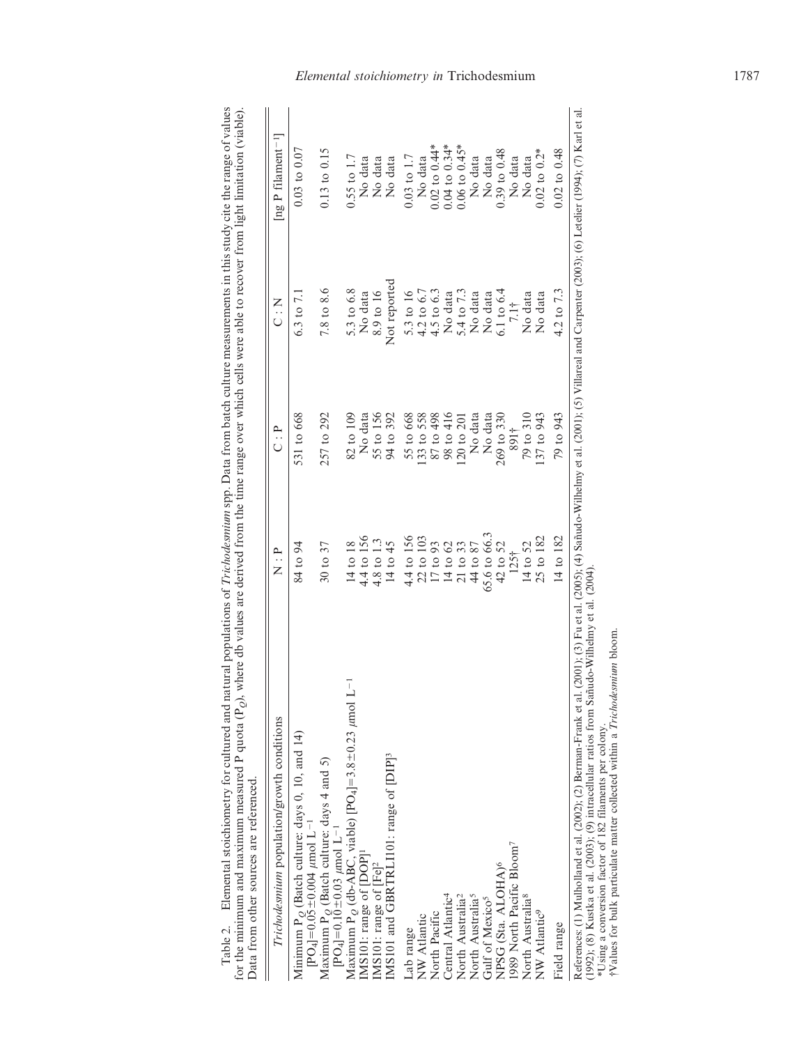Table 2. Elemental stoichiometry for cultured and natural populations of *Trichodesmium* spp. Data from batch culture measurements in this study cite the range of values for the minimum and maximum measured P quota ($P_Q$), where db values are derived from the time range over which cells were able to recover from light limitation (viable). Data from other sources are referenced.

| *Trichodesmium* population/growth conditions | N : P | C : P | C : N | [ng P filament$^{-1}$] |
|---|---|---|---|---|
| Minimum $P_Q$ (Batch culture: days 0, 10, and 14) $[PO_4]=0.05\pm0.004$ $\mu$mol L$^{-1}$ | 84 to 94 | 531 to 668 | 6.3 to 7.1 | 0.03 to 0.07 |
| Maximum $P_Q$ (Batch culture: days 4 and 5) $[PO_4]=0.10\pm0.03$ $\mu$mol L$^{-1}$ | 30 to 37 | 257 to 292 | 7.8 to 8.6 | 0.13 to 0.15 |
| Maximum $P_Q$ (db-ABC, viable) $[PO_4]=3.8\pm0.23$ $\mu$mol L$^{-1}$ | 14 to 18 | 82 to 109 | 5.3 to 6.8 | 0.55 to 1.7 |
| IMS101: range of [DOP][1] | 4.4 to 156 | No data | No data | No data |
| IMS101: range of [Fe][2] | 4.8 to 13 | 55 to 156 | 8.9 to 16 | No data |
| IMS101 and GBRTRLI101: range of [DIP][3] | 14 to 45 | 94 to 392 | Not reported | No data |
| Lab range | 4.4 to 156 | 55 to 668 | 5.3 to 16 | 0.03 to 1.7 |
| NW Atlantic | 22 to 103 | 133 to 558 | 4.2 to 6.7 | No data |
| North Pacific | 17 to 93 | 87 to 498 | 4.5 to 6.3 | 0.02 to 0.44* |
| Central Atlantic[4] | 14 to 62 | 98 to 416 | No data | 0.04 to 0.34* |
| North Australia[2] | 21 to 33 | 120 to 201 | 5.4 to 7.3 | 0.06 to 0.45* |
| North Australia[5] | 44 to 87 | No data | No data | No data |
| Gulf of Mexico[5] | 65.6 to 66.3 | No data | No data | No data |
| NPSG (Sta. ALOHA)[6] | 42 to 52 | 269 to 330 | 6.1 to 6.4 | 0.39 to 0.48 |
| 1989 North Pacific Bloom[7] | 125† | 891† | 7.1† | No data |
| North Australia[8] | 14 to 52 | 79 to 310 | No data | No data |
| NW Atlantic[9] | 25 to 182 | 137 to 943 | No data | 0.02 to 0.2* |
| Field range | 14 to 182 | 79 to 943 | 4.2 to 7.3 | 0.02 to 0.48 |

References: (1) Mulholland et al. (2002); (2) Berman-Frank et al. (2001); (3) Fu et al. (2005); (4) Sañudo-Wilhelmy et al. (2001); (5) Villareal and Carpenter (2003); (6) Letelier (1994); (7) Karl et al. (1992); (8) Kustka et al. (2003); (9) intracellular ratios from Sañudo-Wilhelmy et al. (2004).

*Using a conversion factor of 182 filaments per colony.

†Values for bulk particulate matter collected within a *Trichodesmium* bloom.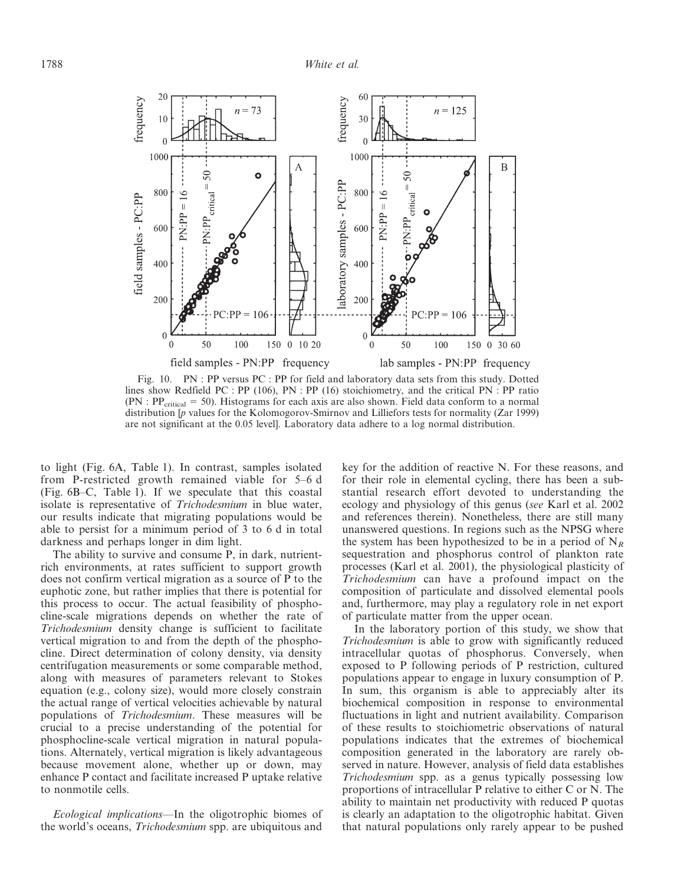Fig. 10. PN : PP versus PC : PP for field and laboratory data sets from this study. Dotted lines show Redfield PC : PP (106), PN : PP (16) stoichiometry, and the critical PN : PP ratio (PN : $PP_{critical}$ = 50). Histograms for each axis are also shown. Field data conform to a normal distribution [$p$ values for the Kolomogorov-Smirnov and Lilliefors tests for normality (Zar 1999) are not significant at the 0.05 level]. Laboratory data adhere to a log normal distribution.

to light (Fig. 6A, Table 1). In contrast, samples isolated from P-restricted growth remained viable for 5–6 d (Fig. 6B–C, Table 1). If we speculate that this coastal isolate is representative of *Trichodesmium* in blue water, our results indicate that migrating populations would be able to persist for a minimum period of 3 to 6 d in total darkness and perhaps longer in dim light.

The ability to survive and consume P, in dark, nutrient-rich environments, at rates sufficient to support growth does not confirm vertical migration as a source of P to the euphotic zone, but rather implies that there is potential for this process to occur. The actual feasibility of phosphocline-scale migrations depends on whether the rate of *Trichodesmium* density change is sufficient to facilitate vertical migration to and from the depth of the phosphocline. Direct determination of colony density, via density centrifugation measurements or some comparable method, along with measures of parameters relevant to Stokes equation (e.g., colony size), would more closely constrain the actual range of vertical velocities achievable by natural populations of *Trichodesmium*. These measures will be crucial to a precise understanding of the potential for phosphocline-scale vertical migration in natural populations. Alternately, vertical migration is likely advantageous because movement alone, whether up or down, may enhance P contact and facilitate increased P uptake relative to nonmotile cells.

*Ecological implications*—In the oligotrophic biomes of the world's oceans, *Trichodesmium* spp. are ubiquitous and key for the addition of reactive N. For these reasons, and for their role in elemental cycling, there has been a substantial research effort devoted to understanding the ecology and physiology of this genus (*see* Karl et al. 2002 and references therein). Nonetheless, there are still many unanswered questions. In regions such as the NPSG where the system has been hypothesized to be in a period of $N_R$ sequestration and phosphorus control of plankton rate processes (Karl et al. 2001), the physiological plasticity of *Trichodesmium* can have a profound impact on the composition of particulate and dissolved elemental pools and, furthermore, may play a regulatory role in net export of particulate matter from the upper ocean.

In the laboratory portion of this study, we show that *Trichodesmium* is able to grow with significantly reduced intracellular quotas of phosphorus. Conversely, when exposed to P following periods of P restriction, cultured populations appear to engage in luxury consumption of P. In sum, this organism is able to appreciably alter its biochemical composition in response to environmental fluctuations in light and nutrient availability. Comparison of these results to stoichiometric observations of natural populations indicates that the extremes of biochemical composition generated in the laboratory are rarely observed in nature. However, analysis of field data establishes *Trichodesmium* spp. as a genus typically possessing low proportions of intracellular P relative to either C or N. The ability to maintain net productivity with reduced P quotas is clearly an adaptation to the oligotrophic habitat. Given that natural populations only rarely appear to be pushed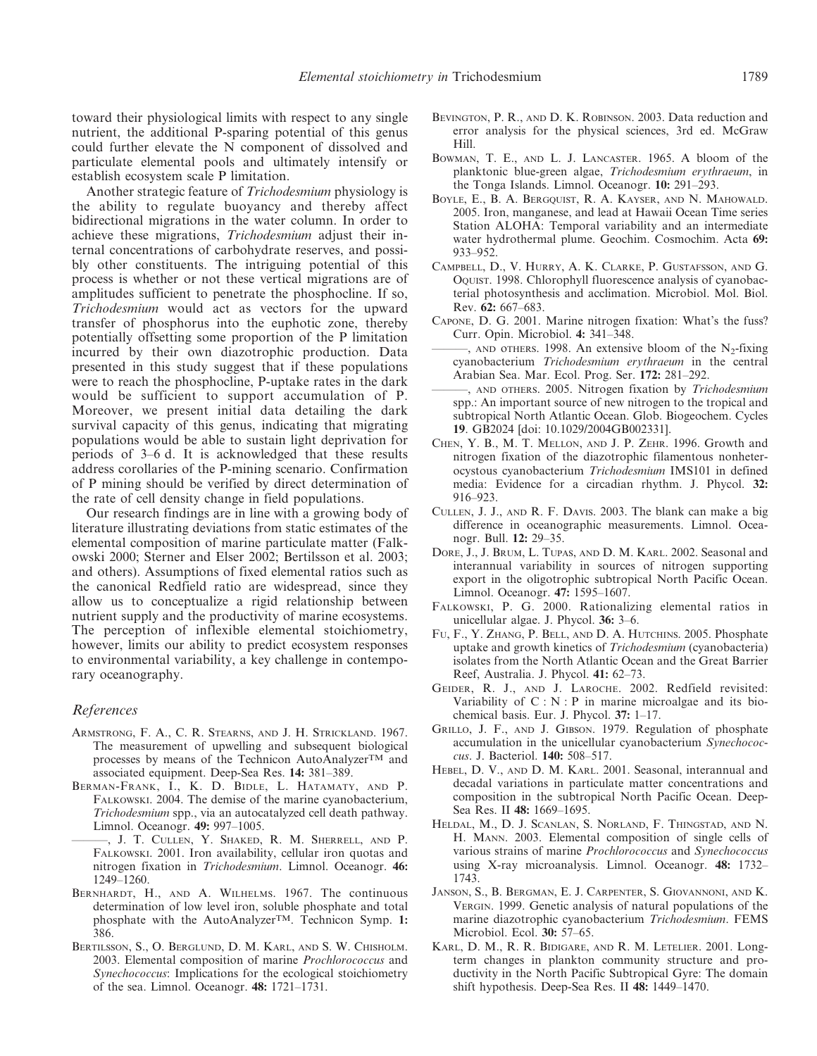toward their physiological limits with respect to any single nutrient, the additional P-sparing potential of this genus could further elevate the N component of dissolved and particulate elemental pools and ultimately intensify or establish ecosystem scale P limitation.

Another strategic feature of *Trichodesmium* physiology is the ability to regulate buoyancy and thereby affect bidirectional migrations in the water column. In order to achieve these migrations, *Trichodesmium* adjust their internal concentrations of carbohydrate reserves, and possibly other constituents. The intriguing potential of this process is whether or not these vertical migrations are of amplitudes sufficient to penetrate the phosphocline. If so, *Trichodesmium* would act as vectors for the upward transfer of phosphorus into the euphotic zone, thereby potentially offsetting some proportion of the P limitation incurred by their own diazotrophic production. Data presented in this study suggest that if these populations were to reach the phosphocline, P-uptake rates in the dark would be sufficient to support accumulation of P. Moreover, we present initial data detailing the dark survival capacity of this genus, indicating that migrating populations would be able to sustain light deprivation for periods of 3–6 d. It is acknowledged that these results address corollaries of the P-mining scenario. Confirmation of P mining should be verified by direct determination of the rate of cell density change in field populations.

Our research findings are in line with a growing body of literature illustrating deviations from static estimates of the elemental composition of marine particulate matter (Falkowski 2000; Sterner and Elser 2002; Bertilsson et al. 2003; and others). Assumptions of fixed elemental ratios such as the canonical Redfield ratio are widespread, since they allow us to conceptualize a rigid relationship between nutrient supply and the productivity of marine ecosystems. The perception of inflexible elemental stoichiometry, however, limits our ability to predict ecosystem responses to environmental variability, a key challenge in contemporary oceanography.

## References

Armstrong, F. A., C. R. Stearns, and J. H. Strickland. 1967. The measurement of upwelling and subsequent biological processes by means of the Technicon AutoAnalyzer™ and associated equipment. Deep-Sea Res. **14:** 381–389.

Berman-Frank, I., K. D. Bidle, L. Hatamaty, and P. Falkowski. 2004. The demise of the marine cyanobacterium, *Trichodesmium* spp., via an autocatalyzed cell death pathway. Limnol. Oceanogr. **49:** 997–1005.

———, J. T. Cullen, Y. Shaked, R. M. Sherrell, and P. Falkowski. 2001. Iron availability, cellular iron quotas and nitrogen fixation in *Trichodesmium*. Limnol. Oceanogr. **46:** 1249–1260.

Bernhardt, H., and A. Wilhelms. 1967. The continuous determination of low level iron, soluble phosphate and total phosphate with the AutoAnalyzer™. Technicon Symp. **1:** 386.

Bertilsson, S., O. Berglund, D. M. Karl, and S. W. Chisholm. 2003. Elemental composition of marine *Prochlorococcus* and *Synechococcus*: Implications for the ecological stoichiometry of the sea. Limnol. Oceanogr. **48:** 1721–1731.

Bevington, P. R., and D. K. Robinson. 2003. Data reduction and error analysis for the physical sciences, 3rd ed. McGraw Hill.

Bowman, T. E., and L. J. Lancaster. 1965. A bloom of the planktonic blue-green algae, *Trichodesmium erythraeum*, in the Tonga Islands. Limnol. Oceanogr. **10:** 291–293.

Boyle, E., B. A. Bergquist, R. A. Kayser, and N. Mahowald. 2005. Iron, manganese, and lead at Hawaii Ocean Time series Station ALOHA: Temporal variability and an intermediate water hydrothermal plume. Geochim. Cosmochim. Acta **69:** 933–952.

Campbell, D., V. Hurry, A. K. Clarke, P. Gustafsson, and G. Oquist. 1998. Chlorophyll fluorescence analysis of cyanobacterial photosynthesis and acclimation. Microbiol. Mol. Biol. Rev. **62:** 667–683.

Capone, D. G. 2001. Marine nitrogen fixation: What's the fuss? Curr. Opin. Microbiol. **4:** 341–348.

———, and others. 1998. An extensive bloom of the $N_2$-fixing cyanobacterium *Trichodesmium erythraeum* in the central Arabian Sea. Mar. Ecol. Prog. Ser. **172:** 281–292.

———, and others. 2005. Nitrogen fixation by *Trichodesmium* spp.: An important source of new nitrogen to the tropical and subtropical North Atlantic Ocean. Glob. Biogeochem. Cycles **19**. GB2024 [doi: 10.1029/2004GB002331].

Chen, Y. B., M. T. Mellon, and J. P. Zehr. 1996. Growth and nitrogen fixation of the diazotrophic filamentous nonheterocystous cyanobacterium *Trichodesmium* IMS101 in defined media: Evidence for a circadian rhythm. J. Phycol. **32:** 916–923.

Cullen, J. J., and R. F. Davis. 2003. The blank can make a big difference in oceanographic measurements. Limnol. Oceanogr. Bull. **12:** 29–35.

Dore, J., J. Brum, L. Tupas, and D. M. Karl. 2002. Seasonal and interannual variability in sources of nitrogen supporting export in the oligotrophic subtropical North Pacific Ocean. Limnol. Oceanogr. **47:** 1595–1607.

Falkowski, P. G. 2000. Rationalizing elemental ratios in unicellular algae. J. Phycol. **36:** 3–6.

Fu, F., Y. Zhang, P. Bell, and D. A. Hutchins. 2005. Phosphate uptake and growth kinetics of *Trichodesmium* (cyanobacteria) isolates from the North Atlantic Ocean and the Great Barrier Reef, Australia. J. Phycol. **41:** 62–73.

Geider, R. J., and J. Laroche. 2002. Redfield revisited: Variability of C : N : P in marine microalgae and its biochemical basis. Eur. J. Phycol. **37:** 1–17.

Grillo, J. F., and J. Gibson. 1979. Regulation of phosphate accumulation in the unicellular cyanobacterium *Synechococcus*. J. Bacteriol. **140:** 508–517.

Hebel, D. V., and D. M. Karl. 2001. Seasonal, interannual and decadal variations in particulate matter concentrations and composition in the subtropical North Pacific Ocean. Deep-Sea Res. II **48:** 1669–1695.

Heldal, M., D. J. Scanlan, S. Norland, F. Thingstad, and N. H. Mann. 2003. Elemental composition of single cells of various strains of marine *Prochlorococcus* and *Synechococcus* using X-ray microanalysis. Limnol. Oceanogr. **48:** 1732–1743.

Janson, S., B. Bergman, E. J. Carpenter, S. Giovannoni, and K. Vergin. 1999. Genetic analysis of natural populations of the marine diazotrophic cyanobacterium *Trichodesmium*. FEMS Microbiol. Ecol. **30:** 57–65.

Karl, D. M., R. R. Bidigare, and R. M. Letelier. 2001. Long-term changes in plankton community structure and productivity in the North Pacific Subtropical Gyre: The domain shift hypothesis. Deep-Sea Res. II **48:** 1449–1470.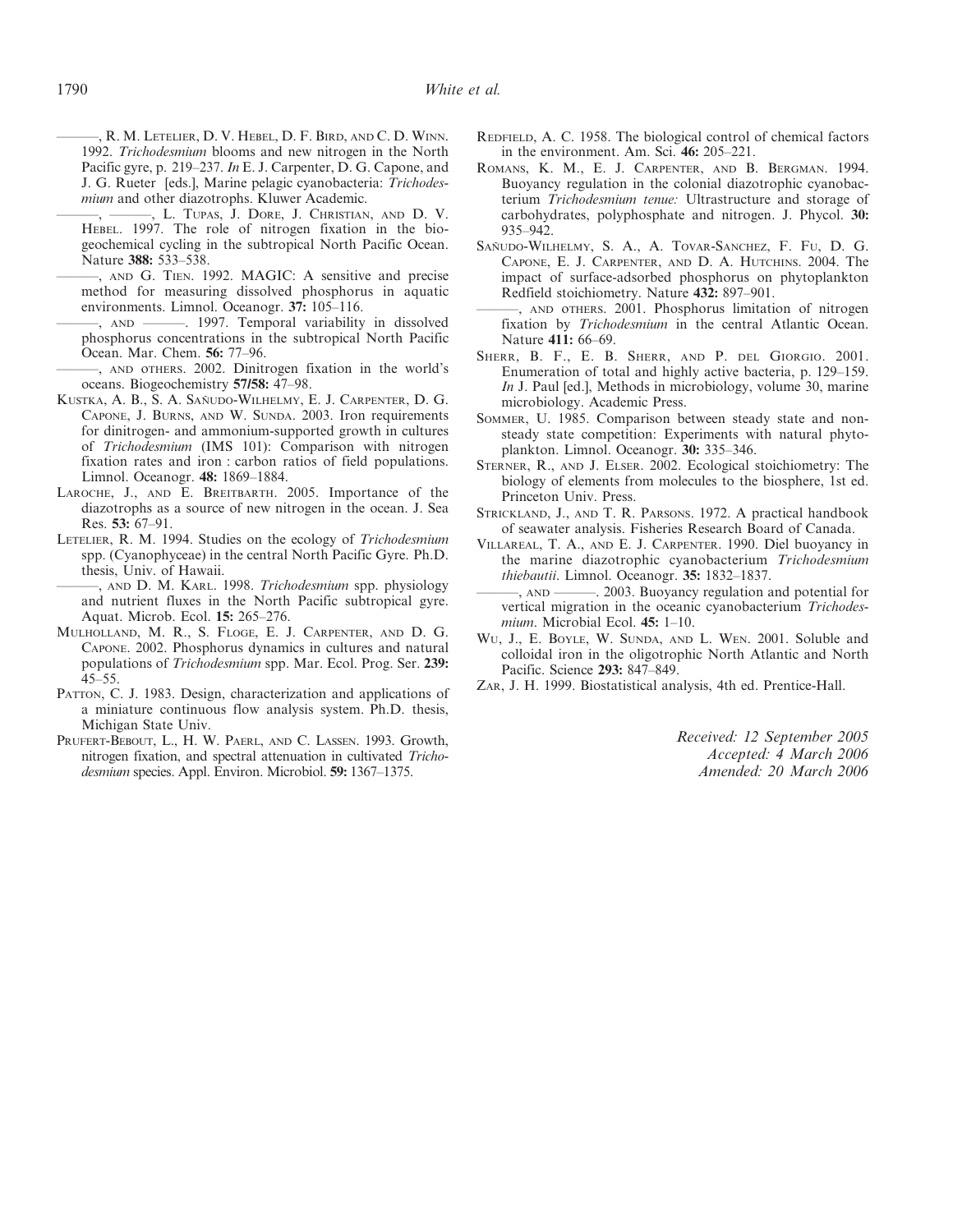———, R. M. Letelier, D. V. Hebel, D. F. Bird, and C. D. Winn. 1992. *Trichodesmium* blooms and new nitrogen in the North Pacific gyre, p. 219–237. *In* E. J. Carpenter, D. G. Capone, and J. G. Rueter [eds.], Marine pelagic cyanobacteria: *Trichodesmium* and other diazotrophs. Kluwer Academic.

———, ———, L. Tupas, J. Dore, J. Christian, and D. V. Hebel. 1997. The role of nitrogen fixation in the biogeochemical cycling in the subtropical North Pacific Ocean. Nature **388:** 533–538.

———, and G. Tien. 1992. MAGIC: A sensitive and precise method for measuring dissolved phosphorus in aquatic environments. Limnol. Oceanogr. **37:** 105–116.

———, and ———. 1997. Temporal variability in dissolved phosphorus concentrations in the subtropical North Pacific Ocean. Mar. Chem. **56:** 77–96.

———, and others. 2002. Dinitrogen fixation in the world's oceans. Biogeochemistry **57/58:** 47–98.

Kustka, A. B., S. A. Sañudo-Wilhelmy, E. J. Carpenter, D. G. Capone, J. Burns, and W. Sunda. 2003. Iron requirements for dinitrogen- and ammonium-supported growth in cultures of *Trichodesmium* (IMS 101): Comparison with nitrogen fixation rates and iron : carbon ratios of field populations. Limnol. Oceanogr. **48:** 1869–1884.

LaRoche, J., and E. Breitbarth. 2005. Importance of the diazotrophs as a source of new nitrogen in the ocean. J. Sea Res. **53:** 67–91.

Letelier, R. M. 1994. Studies on the ecology of *Trichodesmium* spp. (Cyanophyceae) in the central North Pacific Gyre. Ph.D. thesis, Univ. of Hawaii.

———, and D. M. Karl. 1998. *Trichodesmium* spp. physiology and nutrient fluxes in the North Pacific subtropical gyre. Aquat. Microb. Ecol. **15:** 265–276.

Mulholland, M. R., S. Floge, E. J. Carpenter, and D. G. Capone. 2002. Phosphorus dynamics in cultures and natural populations of *Trichodesmium* spp. Mar. Ecol. Prog. Ser. **239:** 45–55.

Patton, C. J. 1983. Design, characterization and applications of a miniature continuous flow analysis system. Ph.D. thesis, Michigan State Univ.

Prufert-Bebout, L., H. W. Paerl, and C. Lassen. 1993. Growth, nitrogen fixation, and spectral attenuation in cultivated *Trichodesmium* species. Appl. Environ. Microbiol. **59:** 1367–1375.

Redfield, A. C. 1958. The biological control of chemical factors in the environment. Am. Sci. **46:** 205–221.

Romans, K. M., E. J. Carpenter, and B. Bergman. 1994. Buoyancy regulation in the colonial diazotrophic cyanobacterium *Trichodesmium tenue:* Ultrastructure and storage of carbohydrates, polyphosphate and nitrogen. J. Phycol. **30:** 935–942.

Sañudo-Wilhelmy, S. A., A. Tovar-Sanchez, F. Fu, D. G. Capone, E. J. Carpenter, and D. A. Hutchins. 2004. The impact of surface-adsorbed phosphorus on phytoplankton Redfield stoichiometry. Nature **432:** 897–901.

———, and others. 2001. Phosphorus limitation of nitrogen fixation by *Trichodesmium* in the central Atlantic Ocean. Nature **411:** 66–69.

Sherr, B. F., E. B. Sherr, and P. del Giorgio. 2001. Enumeration of total and highly active bacteria, p. 129–159. *In* J. Paul [ed.], Methods in microbiology, volume 30, marine microbiology. Academic Press.

Sommer, U. 1985. Comparison between steady state and non-steady state competition: Experiments with natural phytoplankton. Limnol. Oceanogr. **30:** 335–346.

Sterner, R., and J. Elser. 2002. Ecological stoichiometry: The biology of elements from molecules to the biosphere, 1st ed. Princeton Univ. Press.

Strickland, J., and T. R. Parsons. 1972. A practical handbook of seawater analysis. Fisheries Research Board of Canada.

Villareal, T. A., and E. J. Carpenter. 1990. Diel buoyancy in the marine diazotrophic cyanobacterium *Trichodesmium thiebautii*. Limnol. Oceanogr. **35:** 1832–1837.

———, and ———. 2003. Buoyancy regulation and potential for vertical migration in the oceanic cyanobacterium *Trichodesmium*. Microbial Ecol. **45:** 1–10.

Wu, J., E. Boyle, W. Sunda, and L. Wen. 2001. Soluble and colloidal iron in the oligotrophic North Atlantic and North Pacific. Science **293:** 847–849.

Zar, J. H. 1999. Biostatistical analysis, 4th ed. Prentice-Hall.

*Received: 12 September 2005*
*Accepted: 4 March 2006*
*Amended: 20 March 2006*